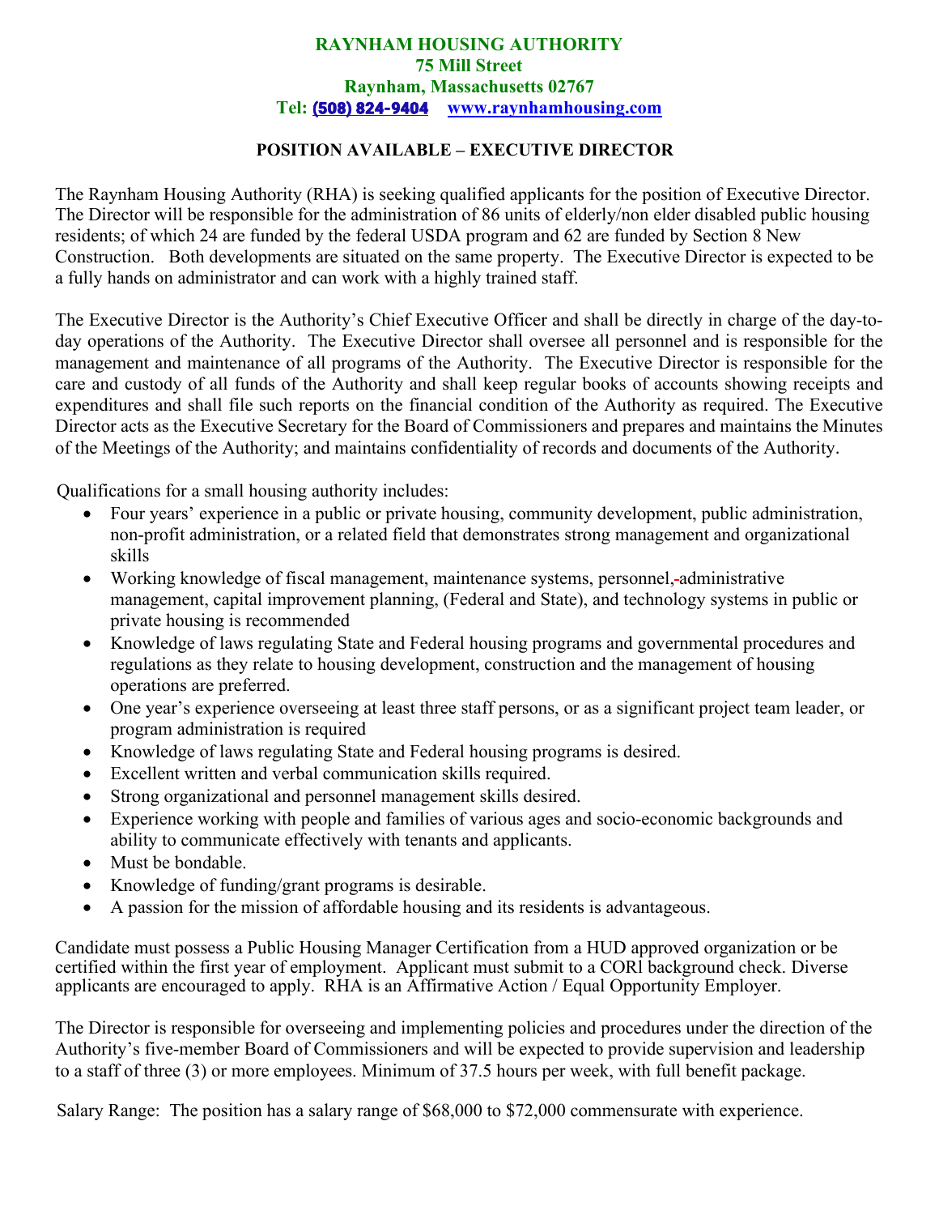**RAYNHAM HOUSING AUTHORITY**
**75 Mill Street**
**Raynham, Massachusetts 02767**
**Tel: (508) 824-9404 www.raynhamhousing.com**

## POSITION AVAILABLE – EXECUTIVE DIRECTOR

The Raynham Housing Authority (RHA) is seeking qualified applicants for the position of Executive Director. The Director will be responsible for the administration of 86 units of elderly/non elder disabled public housing residents; of which 24 are funded by the federal USDA program and 62 are funded by Section 8 New Construction. Both developments are situated on the same property. The Executive Director is expected to be a fully hands on administrator and can work with a highly trained staff.

The Executive Director is the Authority's Chief Executive Officer and shall be directly in charge of the day-to-day operations of the Authority. The Executive Director shall oversee all personnel and is responsible for the management and maintenance of all programs of the Authority. The Executive Director is responsible for the care and custody of all funds of the Authority and shall keep regular books of accounts showing receipts and expenditures and shall file such reports on the financial condition of the Authority as required. The Executive Director acts as the Executive Secretary for the Board of Commissioners and prepares and maintains the Minutes of the Meetings of the Authority; and maintains confidentiality of records and documents of the Authority.

Qualifications for a small housing authority includes:

- Four years' experience in a public or private housing, community development, public administration, non-profit administration, or a related field that demonstrates strong management and organizational skills
- Working knowledge of fiscal management, maintenance systems, personnel, administrative management, capital improvement planning, (Federal and State), and technology systems in public or private housing is recommended
- Knowledge of laws regulating State and Federal housing programs and governmental procedures and regulations as they relate to housing development, construction and the management of housing operations are preferred.
- One year's experience overseeing at least three staff persons, or as a significant project team leader, or program administration is required
- Knowledge of laws regulating State and Federal housing programs is desired.
- Excellent written and verbal communication skills required.
- Strong organizational and personnel management skills desired.
- Experience working with people and families of various ages and socio-economic backgrounds and ability to communicate effectively with tenants and applicants.
- Must be bondable.
- Knowledge of funding/grant programs is desirable.
- A passion for the mission of affordable housing and its residents is advantageous.

Candidate must possess a Public Housing Manager Certification from a HUD approved organization or be certified within the first year of employment. Applicant must submit to a CORI background check. Diverse applicants are encouraged to apply. RHA is an Affirmative Action / Equal Opportunity Employer.

The Director is responsible for overseeing and implementing policies and procedures under the direction of the Authority's five-member Board of Commissioners and will be expected to provide supervision and leadership to a staff of three (3) or more employees. Minimum of 37.5 hours per week, with full benefit package.

Salary Range: The position has a salary range of $68,000 to $72,000 commensurate with experience.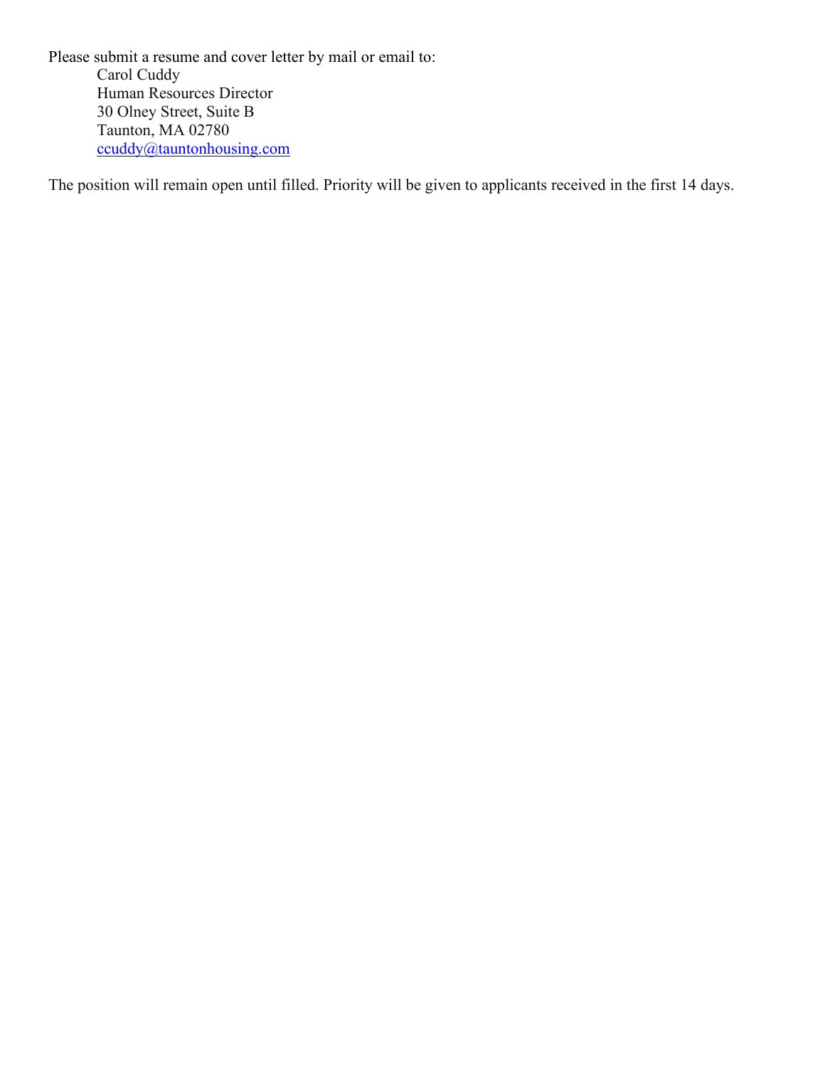Please submit a resume and cover letter by mail or email to:

Carol Cuddy
Human Resources Director
30 Olney Street, Suite B
Taunton, MA 02780
ccuddy@tauntonhousing.com

The position will remain open until filled. Priority will be given to applicants received in the first 14 days.